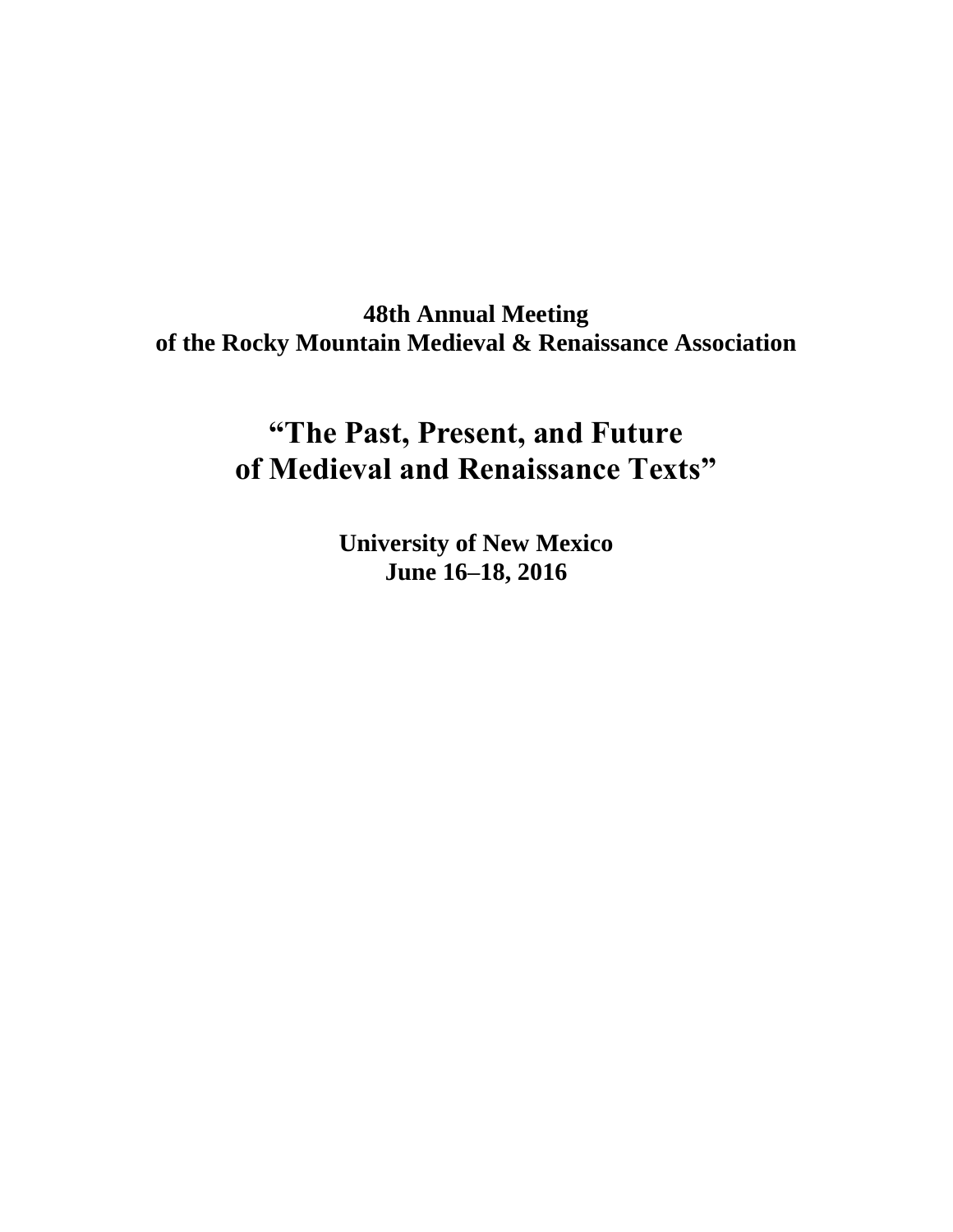**48th Annual Meeting**
**of the Rocky Mountain Medieval & Renaissance Association**

# "The Past, Present, and Future of Medieval and Renaissance Texts"

**University of New Mexico**
**June 16–18, 2016**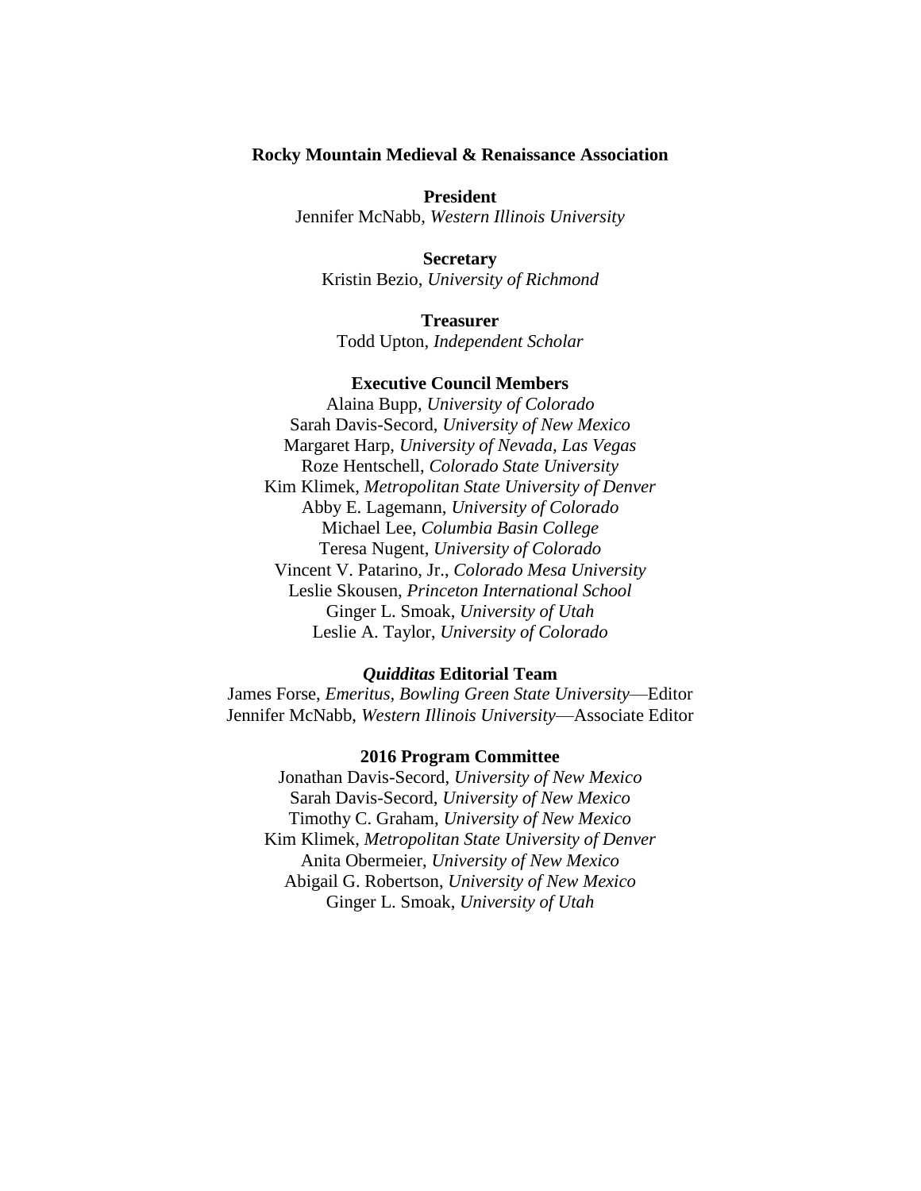**Rocky Mountain Medieval & Renaissance Association**

**President**
Jennifer McNabb, *Western Illinois University*

**Secretary**
Kristin Bezio, *University of Richmond*

**Treasurer**
Todd Upton, *Independent Scholar*

**Executive Council Members**
Alaina Bupp, *University of Colorado*
Sarah Davis-Secord, *University of New Mexico*
Margaret Harp, *University of Nevada, Las Vegas*
Roze Hentschell, *Colorado State University*
Kim Klimek, *Metropolitan State University of Denver*
Abby E. Lagemann, *University of Colorado*
Michael Lee, *Columbia Basin College*
Teresa Nugent, *University of Colorado*
Vincent V. Patarino, Jr., *Colorado Mesa University*
Leslie Skousen, *Princeton International School*
Ginger L. Smoak, *University of Utah*
Leslie A. Taylor, *University of Colorado*

***Quidditas* Editorial Team**
James Forse, *Emeritus, Bowling Green State University*—Editor
Jennifer McNabb, *Western Illinois University*—Associate Editor

**2016 Program Committee**
Jonathan Davis-Secord, *University of New Mexico*
Sarah Davis-Secord, *University of New Mexico*
Timothy C. Graham, *University of New Mexico*
Kim Klimek, *Metropolitan State University of Denver*
Anita Obermeier, *University of New Mexico*
Abigail G. Robertson, *University of New Mexico*
Ginger L. Smoak, *University of Utah*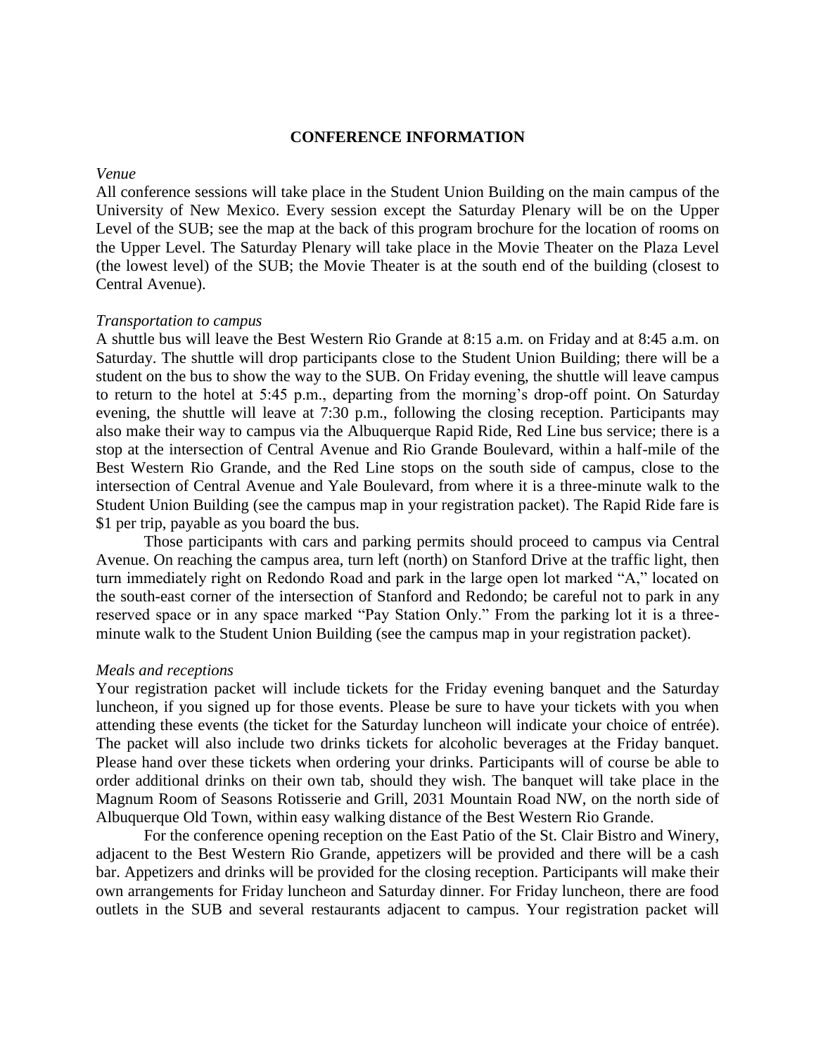## CONFERENCE INFORMATION

*Venue*

All conference sessions will take place in the Student Union Building on the main campus of the University of New Mexico. Every session except the Saturday Plenary will be on the Upper Level of the SUB; see the map at the back of this program brochure for the location of rooms on the Upper Level. The Saturday Plenary will take place in the Movie Theater on the Plaza Level (the lowest level) of the SUB; the Movie Theater is at the south end of the building (closest to Central Avenue).

*Transportation to campus*

A shuttle bus will leave the Best Western Rio Grande at 8:15 a.m. on Friday and at 8:45 a.m. on Saturday. The shuttle will drop participants close to the Student Union Building; there will be a student on the bus to show the way to the SUB. On Friday evening, the shuttle will leave campus to return to the hotel at 5:45 p.m., departing from the morning's drop-off point. On Saturday evening, the shuttle will leave at 7:30 p.m., following the closing reception. Participants may also make their way to campus via the Albuquerque Rapid Ride, Red Line bus service; there is a stop at the intersection of Central Avenue and Rio Grande Boulevard, within a half-mile of the Best Western Rio Grande, and the Red Line stops on the south side of campus, close to the intersection of Central Avenue and Yale Boulevard, from where it is a three-minute walk to the Student Union Building (see the campus map in your registration packet). The Rapid Ride fare is $1 per trip, payable as you board the bus.

Those participants with cars and parking permits should proceed to campus via Central Avenue. On reaching the campus area, turn left (north) on Stanford Drive at the traffic light, then turn immediately right on Redondo Road and park in the large open lot marked "A," located on the south-east corner of the intersection of Stanford and Redondo; be careful not to park in any reserved space or in any space marked "Pay Station Only." From the parking lot it is a three-minute walk to the Student Union Building (see the campus map in your registration packet).

*Meals and receptions*

Your registration packet will include tickets for the Friday evening banquet and the Saturday luncheon, if you signed up for those events. Please be sure to have your tickets with you when attending these events (the ticket for the Saturday luncheon will indicate your choice of entrée). The packet will also include two drinks tickets for alcoholic beverages at the Friday banquet. Please hand over these tickets when ordering your drinks. Participants will of course be able to order additional drinks on their own tab, should they wish. The banquet will take place in the Magnum Room of Seasons Rotisserie and Grill, 2031 Mountain Road NW, on the north side of Albuquerque Old Town, within easy walking distance of the Best Western Rio Grande.

For the conference opening reception on the East Patio of the St. Clair Bistro and Winery, adjacent to the Best Western Rio Grande, appetizers will be provided and there will be a cash bar. Appetizers and drinks will be provided for the closing reception. Participants will make their own arrangements for Friday luncheon and Saturday dinner. For Friday luncheon, there are food outlets in the SUB and several restaurants adjacent to campus. Your registration packet will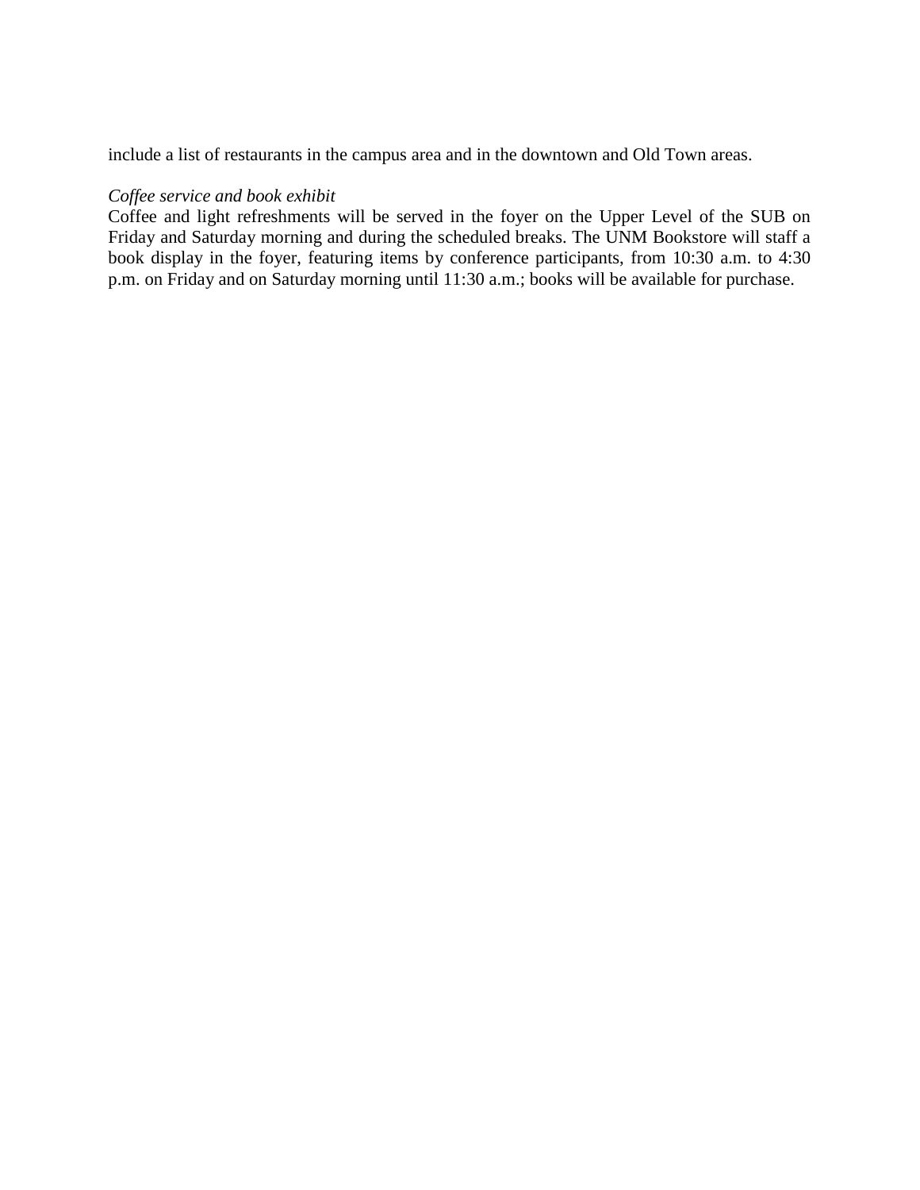include a list of restaurants in the campus area and in the downtown and Old Town areas.

*Coffee service and book exhibit*

Coffee and light refreshments will be served in the foyer on the Upper Level of the SUB on Friday and Saturday morning and during the scheduled breaks. The UNM Bookstore will staff a book display in the foyer, featuring items by conference participants, from 10:30 a.m. to 4:30 p.m. on Friday and on Saturday morning until 11:30 a.m.; books will be available for purchase.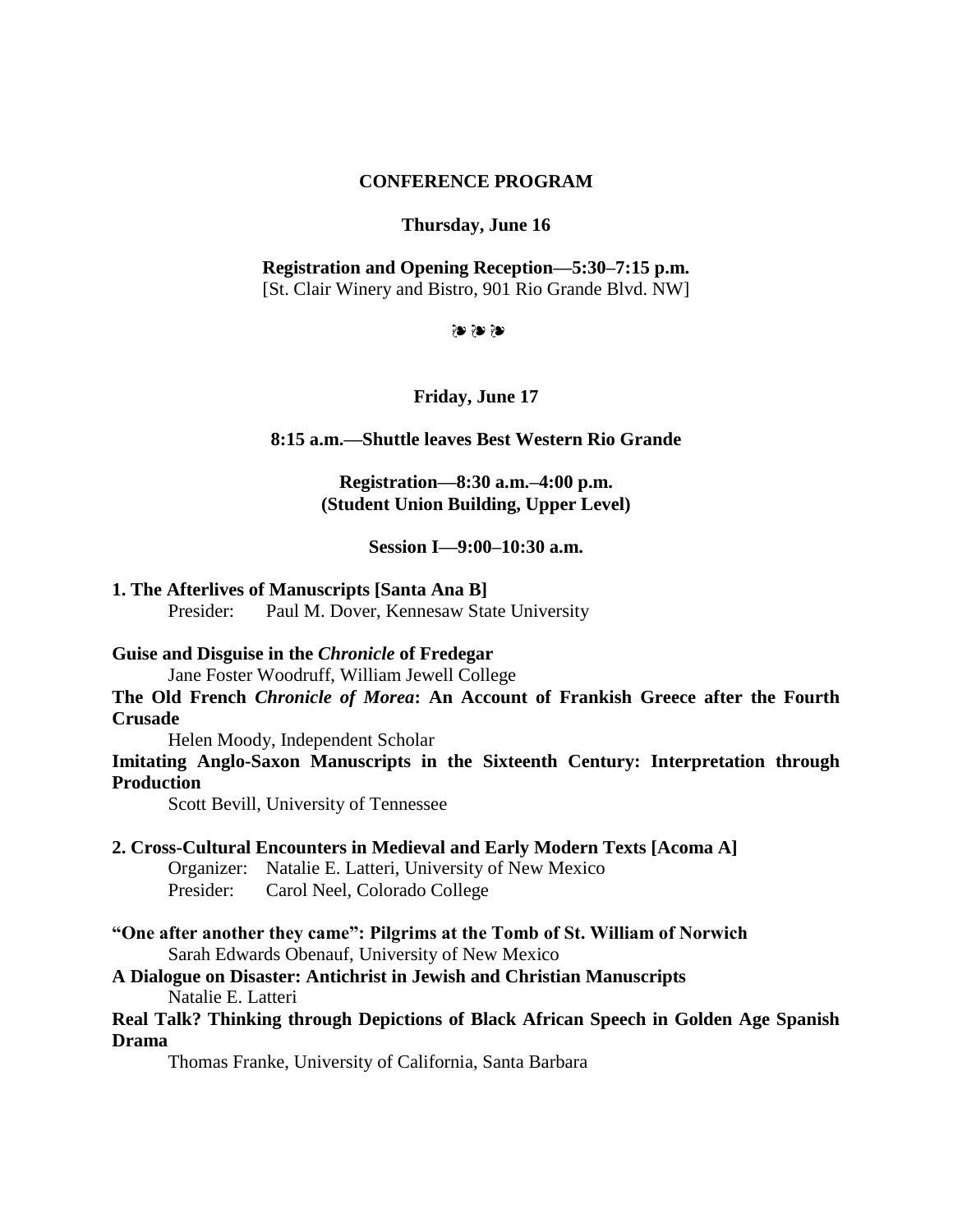## CONFERENCE PROGRAM

### Thursday, June 16

**Registration and Opening Reception—5:30–7:15 p.m.**
[St. Clair Winery and Bistro, 901 Rio Grande Blvd. NW]

❧❧❧

### Friday, June 17

**8:15 a.m.—Shuttle leaves Best Western Rio Grande**

**Registration—8:30 a.m.–4:00 p.m.**
**(Student Union Building, Upper Level)**

**Session I—9:00–10:30 a.m.**

**1. The Afterlives of Manuscripts [Santa Ana B]**
Presider: Paul M. Dover, Kennesaw State University

**Guise and Disguise in the *Chronicle* of Fredegar**
Jane Foster Woodruff, William Jewell College

**The Old French *Chronicle of Morea*: An Account of Frankish Greece after the Fourth Crusade**
Helen Moody, Independent Scholar

**Imitating Anglo-Saxon Manuscripts in the Sixteenth Century: Interpretation through Production**
Scott Bevill, University of Tennessee

**2. Cross-Cultural Encounters in Medieval and Early Modern Texts [Acoma A]**
Organizer: Natalie E. Latteri, University of New Mexico
Presider: Carol Neel, Colorado College

**"One after another they came": Pilgrims at the Tomb of St. William of Norwich**
Sarah Edwards Obenauf, University of New Mexico

**A Dialogue on Disaster: Antichrist in Jewish and Christian Manuscripts**
Natalie E. Latteri

**Real Talk? Thinking through Depictions of Black African Speech in Golden Age Spanish Drama**
Thomas Franke, University of California, Santa Barbara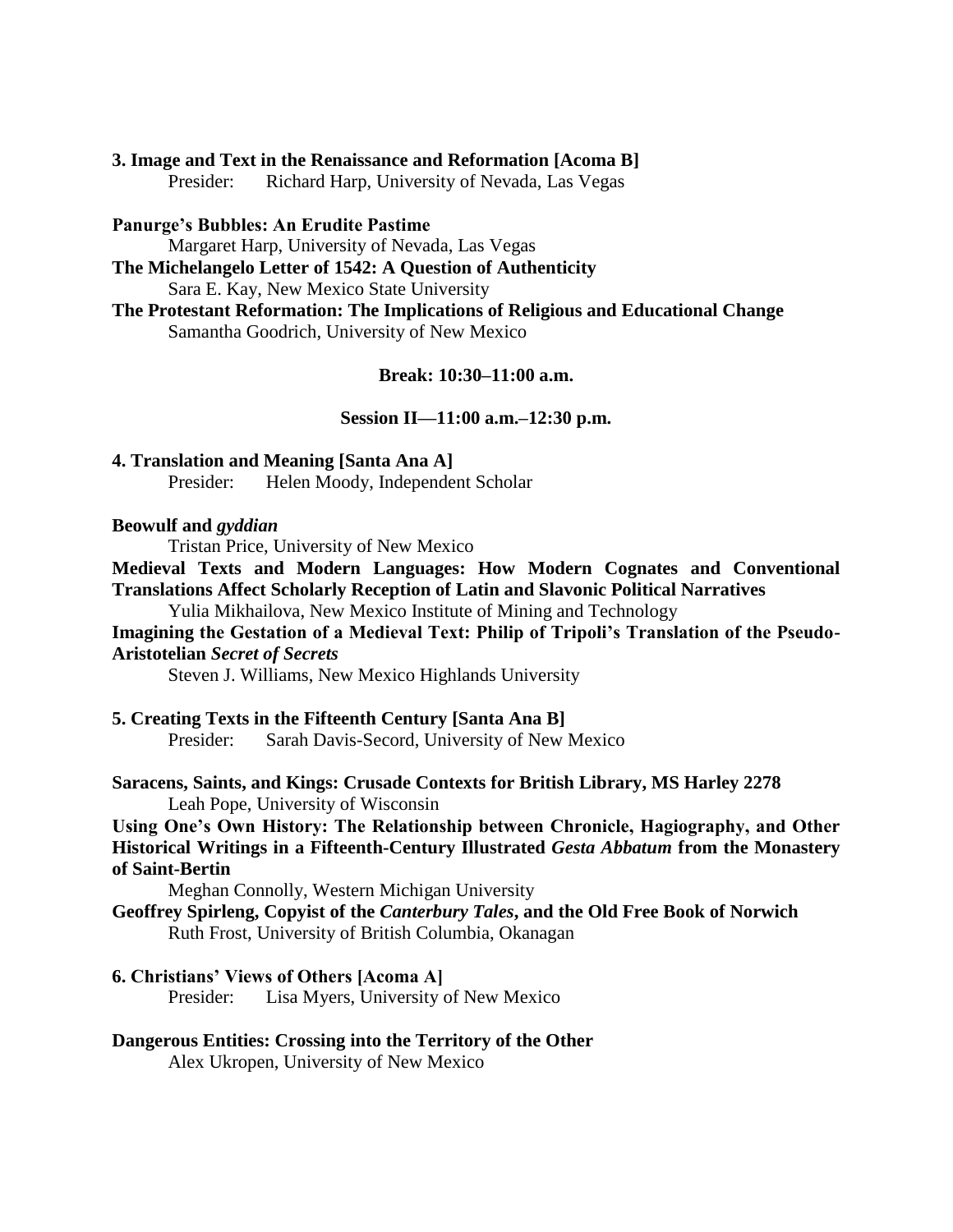**3. Image and Text in the Renaissance and Reformation [Acoma B]**

Presider: Richard Harp, University of Nevada, Las Vegas

**Panurge's Bubbles: An Erudite Pastime**
Margaret Harp, University of Nevada, Las Vegas

**The Michelangelo Letter of 1542: A Question of Authenticity**
Sara E. Kay, New Mexico State University

**The Protestant Reformation: The Implications of Religious and Educational Change**
Samantha Goodrich, University of New Mexico

**Break: 10:30–11:00 a.m.**

**Session II—11:00 a.m.–12:30 p.m.**

**4. Translation and Meaning [Santa Ana A]**

Presider: Helen Moody, Independent Scholar

**Beowulf and *gyddian***
Tristan Price, University of New Mexico

**Medieval Texts and Modern Languages: How Modern Cognates and Conventional Translations Affect Scholarly Reception of Latin and Slavonic Political Narratives**
Yulia Mikhailova, New Mexico Institute of Mining and Technology

**Imagining the Gestation of a Medieval Text: Philip of Tripoli's Translation of the Pseudo-Aristotelian *Secret of Secrets***
Steven J. Williams, New Mexico Highlands University

**5. Creating Texts in the Fifteenth Century [Santa Ana B]**

Presider: Sarah Davis-Secord, University of New Mexico

**Saracens, Saints, and Kings: Crusade Contexts for British Library, MS Harley 2278**
Leah Pope, University of Wisconsin

**Using One's Own History: The Relationship between Chronicle, Hagiography, and Other Historical Writings in a Fifteenth-Century Illustrated *Gesta Abbatum* from the Monastery of Saint-Bertin**
Meghan Connolly, Western Michigan University

**Geoffrey Spirleng, Copyist of the *Canterbury Tales*, and the Old Free Book of Norwich**
Ruth Frost, University of British Columbia, Okanagan

**6. Christians' Views of Others [Acoma A]**

Presider: Lisa Myers, University of New Mexico

**Dangerous Entities: Crossing into the Territory of the Other**
Alex Ukropen, University of New Mexico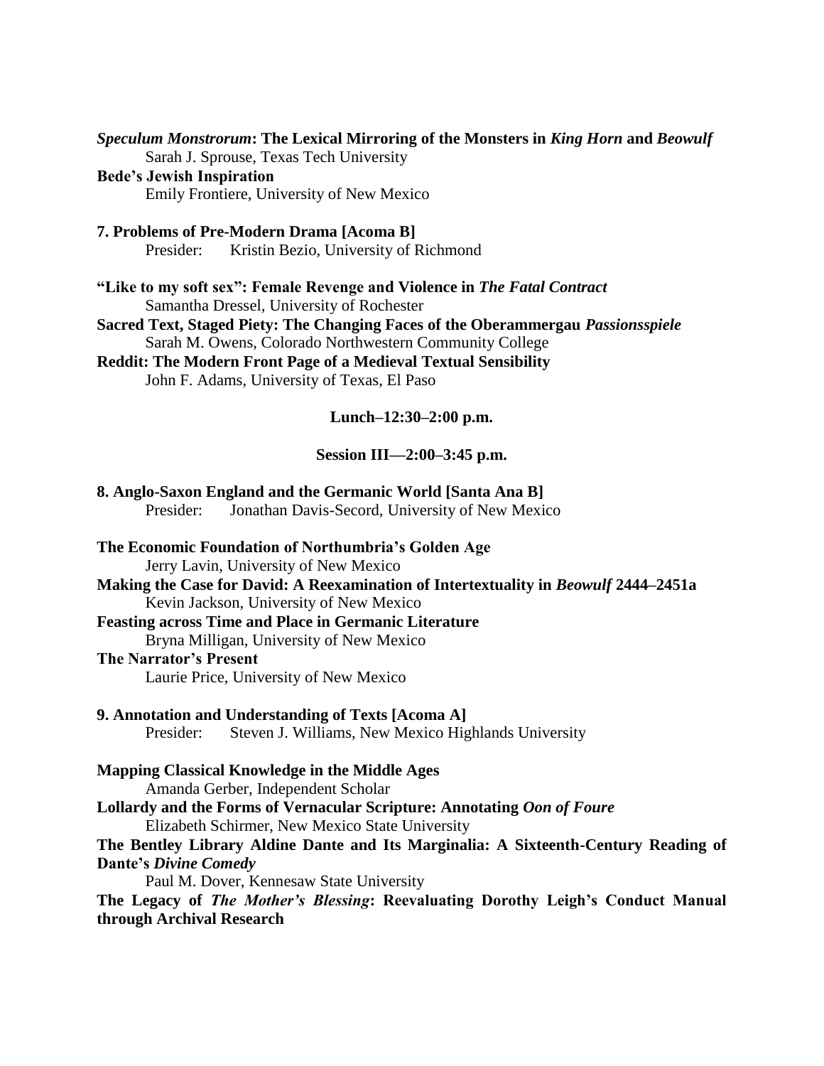***Speculum Monstrorum*: The Lexical Mirroring of the Monsters in *King Horn* and *Beowulf***
Sarah J. Sprouse, Texas Tech University

**Bede's Jewish Inspiration**
Emily Frontiere, University of New Mexico

**7. Problems of Pre-Modern Drama [Acoma B]**
Presider: Kristin Bezio, University of Richmond

**"Like to my soft sex": Female Revenge and Violence in *The Fatal Contract***
Samantha Dressel, University of Rochester

**Sacred Text, Staged Piety: The Changing Faces of the Oberammergau *Passionsspiele***
Sarah M. Owens, Colorado Northwestern Community College

**Reddit: The Modern Front Page of a Medieval Textual Sensibility**
John F. Adams, University of Texas, El Paso

**Lunch–12:30–2:00 p.m.**

**Session III—2:00–3:45 p.m.**

**8. Anglo-Saxon England and the Germanic World [Santa Ana B]**
Presider: Jonathan Davis-Secord, University of New Mexico

**The Economic Foundation of Northumbria's Golden Age**
Jerry Lavin, University of New Mexico

**Making the Case for David: A Reexamination of Intertextuality in *Beowulf* 2444–2451a**
Kevin Jackson, University of New Mexico

**Feasting across Time and Place in Germanic Literature**
Bryna Milligan, University of New Mexico

**The Narrator's Present**
Laurie Price, University of New Mexico

**9. Annotation and Understanding of Texts [Acoma A]**
Presider: Steven J. Williams, New Mexico Highlands University

**Mapping Classical Knowledge in the Middle Ages**
Amanda Gerber, Independent Scholar

**Lollardy and the Forms of Vernacular Scripture: Annotating *Oon of Foure***
Elizabeth Schirmer, New Mexico State University

**The Bentley Library Aldine Dante and Its Marginalia: A Sixteenth-Century Reading of Dante's *Divine Comedy***
Paul M. Dover, Kennesaw State University

**The Legacy of *The Mother's Blessing*: Reevaluating Dorothy Leigh's Conduct Manual through Archival Research**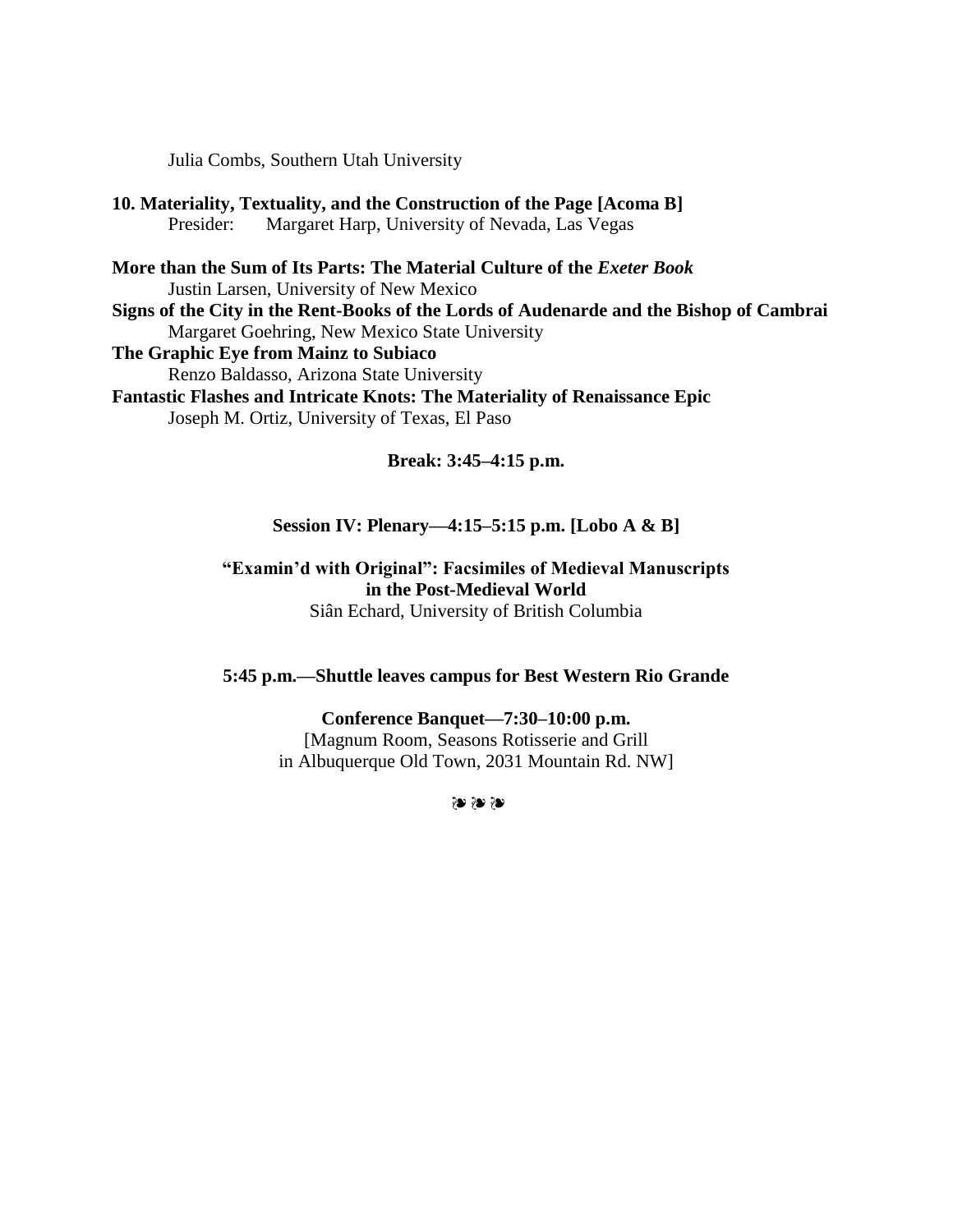Julia Combs, Southern Utah University

**10. Materiality, Textuality, and the Construction of the Page [Acoma B]**
Presider: Margaret Harp, University of Nevada, Las Vegas

**More than the Sum of Its Parts: The Material Culture of the *Exeter Book***
Justin Larsen, University of New Mexico

**Signs of the City in the Rent-Books of the Lords of Audenarde and the Bishop of Cambrai**
Margaret Goehring, New Mexico State University

**The Graphic Eye from Mainz to Subiaco**
Renzo Baldasso, Arizona State University

**Fantastic Flashes and Intricate Knots: The Materiality of Renaissance Epic**
Joseph M. Ortiz, University of Texas, El Paso

**Break: 3:45–4:15 p.m.**

**Session IV: Plenary—4:15–5:15 p.m. [Lobo A & B]**

**"Examin'd with Original": Facsimiles of Medieval Manuscripts in the Post-Medieval World**
Siân Echard, University of British Columbia

**5:45 p.m.—Shuttle leaves campus for Best Western Rio Grande**

**Conference Banquet—7:30–10:00 p.m.**
[Magnum Room, Seasons Rotisserie and Grill
in Albuquerque Old Town, 2031 Mountain Rd. NW]

❧ ❧ ❧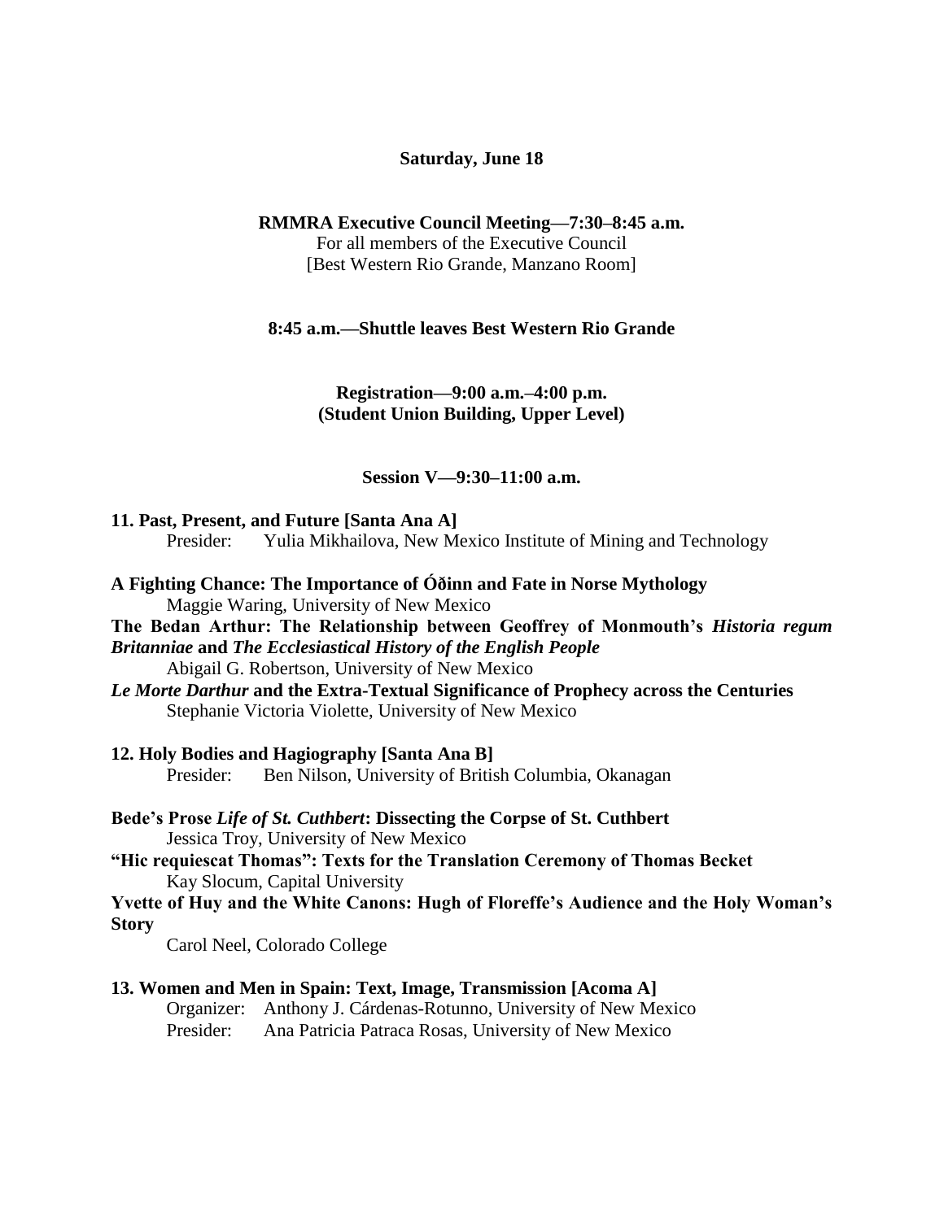**Saturday, June 18**

**RMMRA Executive Council Meeting—7:30–8:45 a.m.**
For all members of the Executive Council
[Best Western Rio Grande, Manzano Room]

**8:45 a.m.—Shuttle leaves Best Western Rio Grande**

**Registration—9:00 a.m.–4:00 p.m.**
**(Student Union Building, Upper Level)**

**Session V—9:30–11:00 a.m.**

**11. Past, Present, and Future [Santa Ana A]**
Presider: Yulia Mikhailova, New Mexico Institute of Mining and Technology

**A Fighting Chance: The Importance of Óðinn and Fate in Norse Mythology**
Maggie Waring, University of New Mexico

**The Bedan Arthur: The Relationship between Geoffrey of Monmouth's *Historia regum Britanniae* and *The Ecclesiastical History of the English People***
Abigail G. Robertson, University of New Mexico

***Le Morte Darthur* and the Extra-Textual Significance of Prophecy across the Centuries**
Stephanie Victoria Violette, University of New Mexico

**12. Holy Bodies and Hagiography [Santa Ana B]**
Presider: Ben Nilson, University of British Columbia, Okanagan

**Bede's Prose *Life of St. Cuthbert*: Dissecting the Corpse of St. Cuthbert**
Jessica Troy, University of New Mexico

**"Hic requiescat Thomas": Texts for the Translation Ceremony of Thomas Becket**
Kay Slocum, Capital University

**Yvette of Huy and the White Canons: Hugh of Floreffe's Audience and the Holy Woman's Story**
Carol Neel, Colorado College

**13. Women and Men in Spain: Text, Image, Transmission [Acoma A]**
Organizer: Anthony J. Cárdenas-Rotunno, University of New Mexico
Presider: Ana Patricia Patraca Rosas, University of New Mexico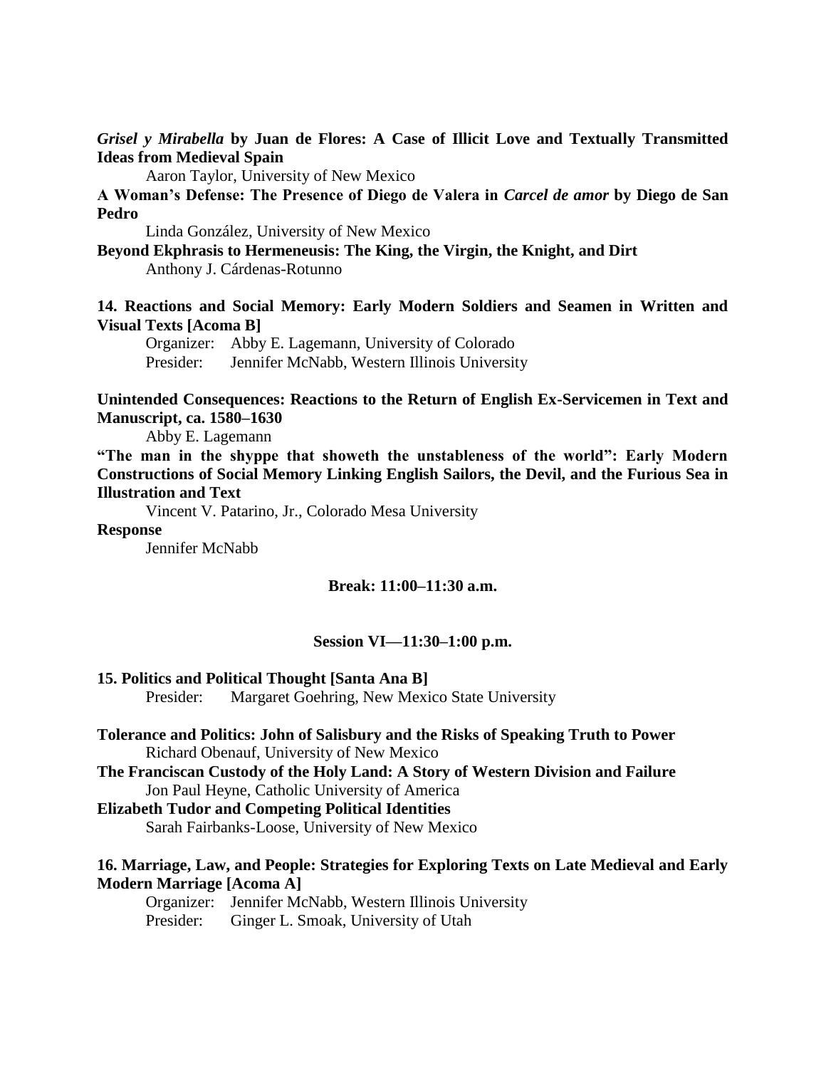***Grisel y Mirabella* by Juan de Flores: A Case of Illicit Love and Textually Transmitted Ideas from Medieval Spain**

Aaron Taylor, University of New Mexico

**A Woman's Defense: The Presence of Diego de Valera in *Carcel de amor* by Diego de San Pedro**

Linda González, University of New Mexico

**Beyond Ekphrasis to Hermeneusis: The King, the Virgin, the Knight, and Dirt**

Anthony J. Cárdenas-Rotunno

**14. Reactions and Social Memory: Early Modern Soldiers and Seamen in Written and Visual Texts [Acoma B]**

Organizer: Abby E. Lagemann, University of Colorado
Presider: Jennifer McNabb, Western Illinois University

**Unintended Consequences: Reactions to the Return of English Ex-Servicemen in Text and Manuscript, ca. 1580–1630**

Abby E. Lagemann

**"The man in the shyppe that showeth the unstableness of the world": Early Modern Constructions of Social Memory Linking English Sailors, the Devil, and the Furious Sea in Illustration and Text**

Vincent V. Patarino, Jr., Colorado Mesa University

**Response**

Jennifer McNabb

**Break: 11:00–11:30 a.m.**

**Session VI—11:30–1:00 p.m.**

**15. Politics and Political Thought [Santa Ana B]**

Presider: Margaret Goehring, New Mexico State University

**Tolerance and Politics: John of Salisbury and the Risks of Speaking Truth to Power**

Richard Obenauf, University of New Mexico

**The Franciscan Custody of the Holy Land: A Story of Western Division and Failure**

Jon Paul Heyne, Catholic University of America

**Elizabeth Tudor and Competing Political Identities**

Sarah Fairbanks-Loose, University of New Mexico

**16. Marriage, Law, and People: Strategies for Exploring Texts on Late Medieval and Early Modern Marriage [Acoma A]**

Organizer: Jennifer McNabb, Western Illinois University
Presider: Ginger L. Smoak, University of Utah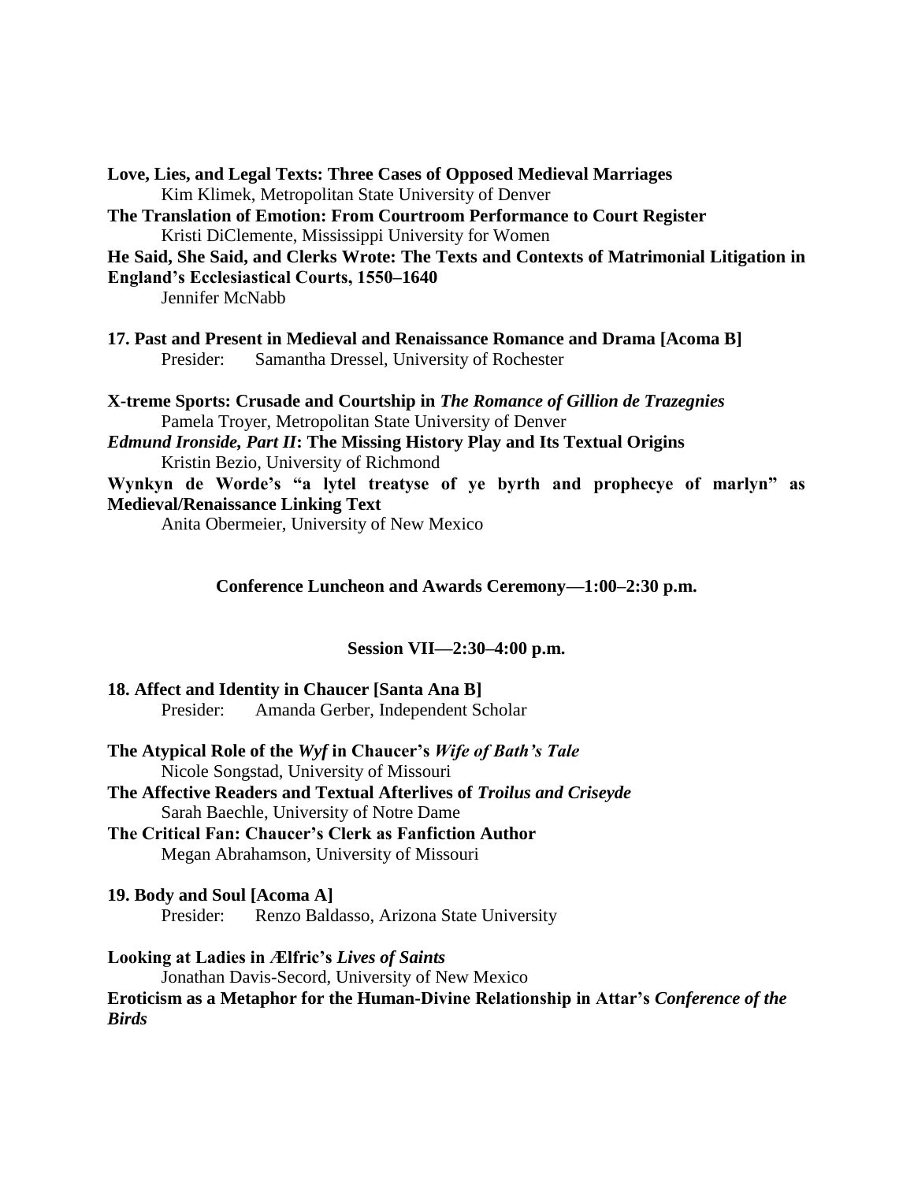**Love, Lies, and Legal Texts: Three Cases of Opposed Medieval Marriages**
Kim Klimek, Metropolitan State University of Denver

**The Translation of Emotion: From Courtroom Performance to Court Register**
Kristi DiClemente, Mississippi University for Women

**He Said, She Said, and Clerks Wrote: The Texts and Contexts of Matrimonial Litigation in England's Ecclesiastical Courts, 1550–1640**
Jennifer McNabb

**17. Past and Present in Medieval and Renaissance Romance and Drama [Acoma B]**
Presider: Samantha Dressel, University of Rochester

**X-treme Sports: Crusade and Courtship in *The Romance of Gillion de Trazegnies***
Pamela Troyer, Metropolitan State University of Denver

***Edmund Ironside, Part II*: The Missing History Play and Its Textual Origins**
Kristin Bezio, University of Richmond

**Wynkyn de Worde's "a lytel treatyse of ye byrth and prophecye of marlyn" as Medieval/Renaissance Linking Text**
Anita Obermeier, University of New Mexico

**Conference Luncheon and Awards Ceremony—1:00–2:30 p.m.**

**Session VII—2:30–4:00 p.m.**

**18. Affect and Identity in Chaucer [Santa Ana B]**
Presider: Amanda Gerber, Independent Scholar

**The Atypical Role of the *Wyf* in Chaucer's *Wife of Bath's Tale***
Nicole Songstad, University of Missouri

**The Affective Readers and Textual Afterlives of *Troilus and Criseyde***
Sarah Baechle, University of Notre Dame

**The Critical Fan: Chaucer's Clerk as Fanfiction Author**
Megan Abrahamson, University of Missouri

**19. Body and Soul [Acoma A]**
Presider: Renzo Baldasso, Arizona State University

**Looking at Ladies in Ælfric's *Lives of Saints***
Jonathan Davis-Secord, University of New Mexico

**Eroticism as a Metaphor for the Human-Divine Relationship in Attar's *Conference of the Birds***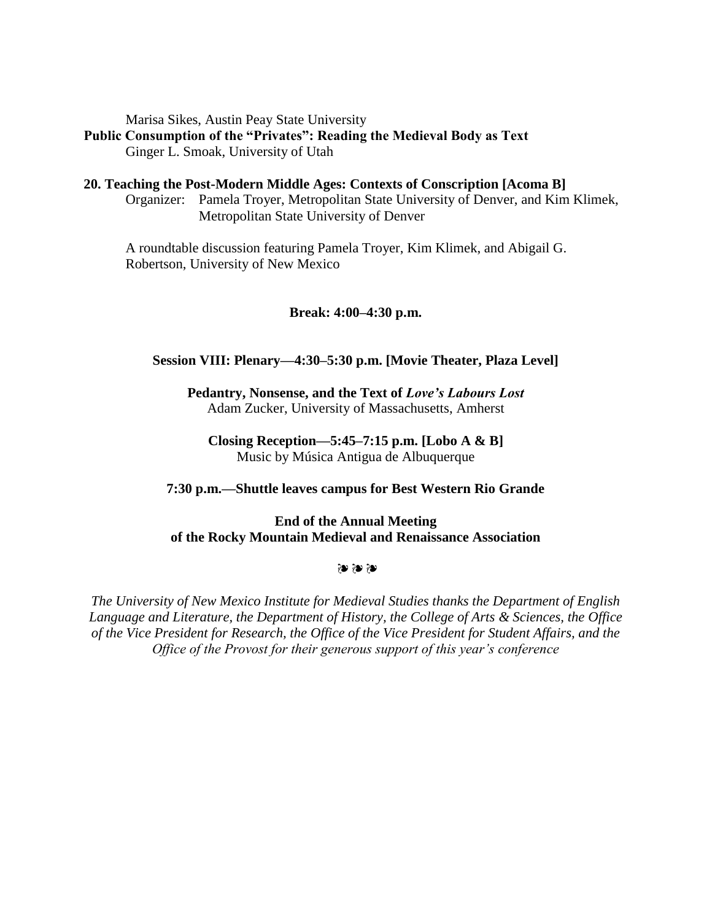Marisa Sikes, Austin Peay State University

**Public Consumption of the "Privates": Reading the Medieval Body as Text**
Ginger L. Smoak, University of Utah

**20. Teaching the Post-Modern Middle Ages: Contexts of Conscription [Acoma B]**

Organizer: Pamela Troyer, Metropolitan State University of Denver, and Kim Klimek, Metropolitan State University of Denver

A roundtable discussion featuring Pamela Troyer, Kim Klimek, and Abigail G. Robertson, University of New Mexico

**Break: 4:00–4:30 p.m.**

**Session VIII: Plenary—4:30–5:30 p.m. [Movie Theater, Plaza Level]**

**Pedantry, Nonsense, and the Text of *Love's Labours Lost***
Adam Zucker, University of Massachusetts, Amherst

**Closing Reception—5:45–7:15 p.m. [Lobo A & B]**
Music by Música Antigua de Albuquerque

**7:30 p.m.—Shuttle leaves campus for Best Western Rio Grande**

**End of the Annual Meeting of the Rocky Mountain Medieval and Renaissance Association**

❧❧❧

*The University of New Mexico Institute for Medieval Studies thanks the Department of English Language and Literature, the Department of History, the College of Arts & Sciences, the Office of the Vice President for Research, the Office of the Vice President for Student Affairs, and the Office of the Provost for their generous support of this year's conference*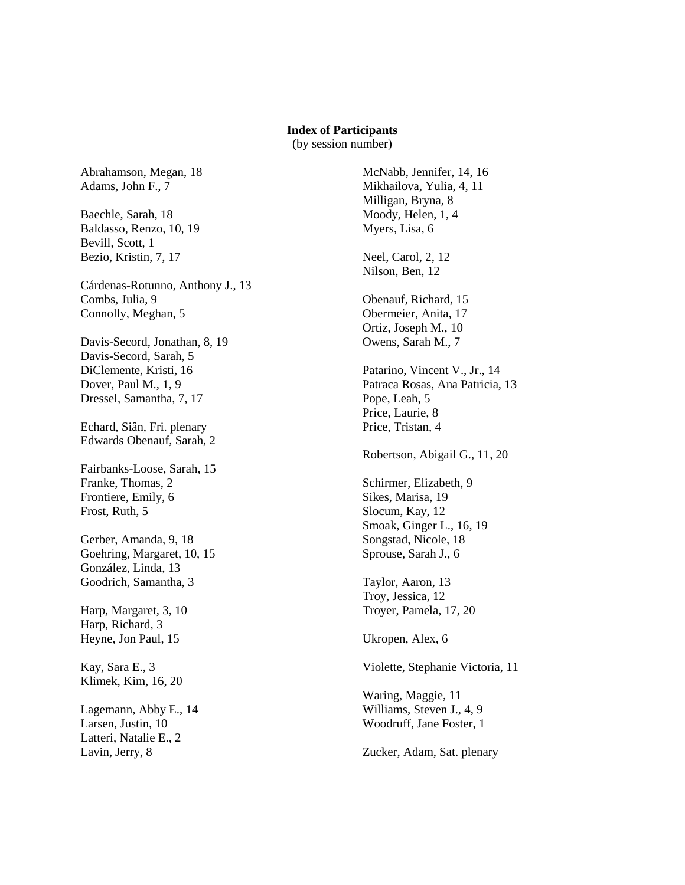**Index of Participants**
(by session number)

Abrahamson, Megan, 18
Adams, John F., 7

Baechle, Sarah, 18
Baldasso, Renzo, 10, 19
Bevill, Scott, 1
Bezio, Kristin, 7, 17

Cárdenas-Rotunno, Anthony J., 13
Combs, Julia, 9
Connolly, Meghan, 5

Davis-Secord, Jonathan, 8, 19
Davis-Secord, Sarah, 5
DiClemente, Kristi, 16
Dover, Paul M., 1, 9
Dressel, Samantha, 7, 17

Echard, Siân, Fri. plenary
Edwards Obenauf, Sarah, 2

Fairbanks-Loose, Sarah, 15
Franke, Thomas, 2
Frontiere, Emily, 6
Frost, Ruth, 5

Gerber, Amanda, 9, 18
Goehring, Margaret, 10, 15
González, Linda, 13
Goodrich, Samantha, 3

Harp, Margaret, 3, 10
Harp, Richard, 3
Heyne, Jon Paul, 15

Kay, Sara E., 3
Klimek, Kim, 16, 20

Lagemann, Abby E., 14
Larsen, Justin, 10
Latteri, Natalie E., 2
Lavin, Jerry, 8

McNabb, Jennifer, 14, 16
Mikhailova, Yulia, 4, 11
Milligan, Bryna, 8
Moody, Helen, 1, 4
Myers, Lisa, 6

Neel, Carol, 2, 12
Nilson, Ben, 12

Obenauf, Richard, 15
Obermeier, Anita, 17
Ortiz, Joseph M., 10
Owens, Sarah M., 7

Patarino, Vincent V., Jr., 14
Patraca Rosas, Ana Patricia, 13
Pope, Leah, 5
Price, Laurie, 8
Price, Tristan, 4

Robertson, Abigail G., 11, 20

Schirmer, Elizabeth, 9
Sikes, Marisa, 19
Slocum, Kay, 12
Smoak, Ginger L., 16, 19
Songstad, Nicole, 18
Sprouse, Sarah J., 6

Taylor, Aaron, 13
Troy, Jessica, 12
Troyer, Pamela, 17, 20

Ukropen, Alex, 6

Violette, Stephanie Victoria, 11

Waring, Maggie, 11
Williams, Steven J., 4, 9
Woodruff, Jane Foster, 1

Zucker, Adam, Sat. plenary